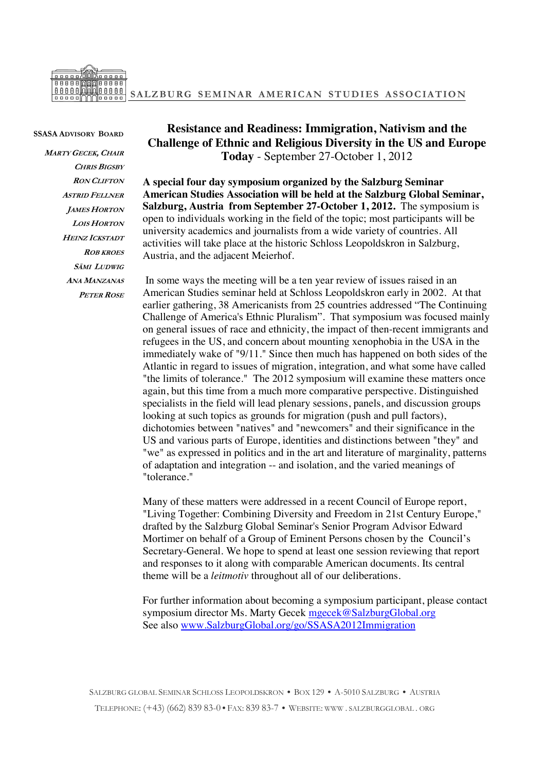SALZBURG SEMINAR AMERICAN STUDIES ASSOCIATION

**SSASA ADVISORY BOARD**

*MARTY GECEK, CHAIR*
*CHRIS BIGSBY*
*RON CLIFTON*
*ASTRID FELLNER*
*JAMES HORTON*
*LOIS HORTON*
*HEINZ ICKSTADT*
*ROB KROES*
*SÄMI LUDWIG*
*ANA MANZANAS*
*PETER ROSE*

# Resistance and Readiness: Immigration, Nativism and the Challenge of Ethnic and Religious Diversity in the US and Europe Today - September 27-October 1, 2012

**A special four day symposium organized by the Salzburg Seminar American Studies Association will be held at the Salzburg Global Seminar, Salzburg, Austria from September 27-October 1, 2012.** The symposium is open to individuals working in the field of the topic; most participants will be university academics and journalists from a wide variety of countries. All activities will take place at the historic Schloss Leopoldskron in Salzburg, Austria, and the adjacent Meierhof.

In some ways the meeting will be a ten year review of issues raised in an American Studies seminar held at Schloss Leopoldskron early in 2002. At that earlier gathering, 38 Americanists from 25 countries addressed "The Continuing Challenge of America's Ethnic Pluralism". That symposium was focused mainly on general issues of race and ethnicity, the impact of then-recent immigrants and refugees in the US, and concern about mounting xenophobia in the USA in the immediately wake of "9/11." Since then much has happened on both sides of the Atlantic in regard to issues of migration, integration, and what some have called "the limits of tolerance." The 2012 symposium will examine these matters once again, but this time from a much more comparative perspective. Distinguished specialists in the field will lead plenary sessions, panels, and discussion groups looking at such topics as grounds for migration (push and pull factors), dichotomies between "natives" and "newcomers" and their significance in the US and various parts of Europe, identities and distinctions between "they" and "we" as expressed in politics and in the art and literature of marginality, patterns of adaptation and integration -- and isolation, and the varied meanings of "tolerance."

Many of these matters were addressed in a recent Council of Europe report, "Living Together: Combining Diversity and Freedom in 21st Century Europe," drafted by the Salzburg Global Seminar's Senior Program Advisor Edward Mortimer on behalf of a Group of Eminent Persons chosen by the Council's Secretary-General. We hope to spend at least one session reviewing that report and responses to it along with comparable American documents. Its central theme will be a *leitmotiv* throughout all of our deliberations.

For further information about becoming a symposium participant, please contact symposium director Ms. Marty Gecek mgecek@SalzburgGlobal.org
See also www.SalzburgGlobal.org/go/SSASA2012Immigration

SALZBURG GLOBAL SEMINAR SCHLOSS LEOPOLDSKRON • BOX 129 • A-5010 SALZBURG • AUSTRIA
TELEPHONE: (+43) (662) 839 83-0 • FAX: 839 83-7 • WEBSITE: WWW . SALZBURGGLOBAL . ORG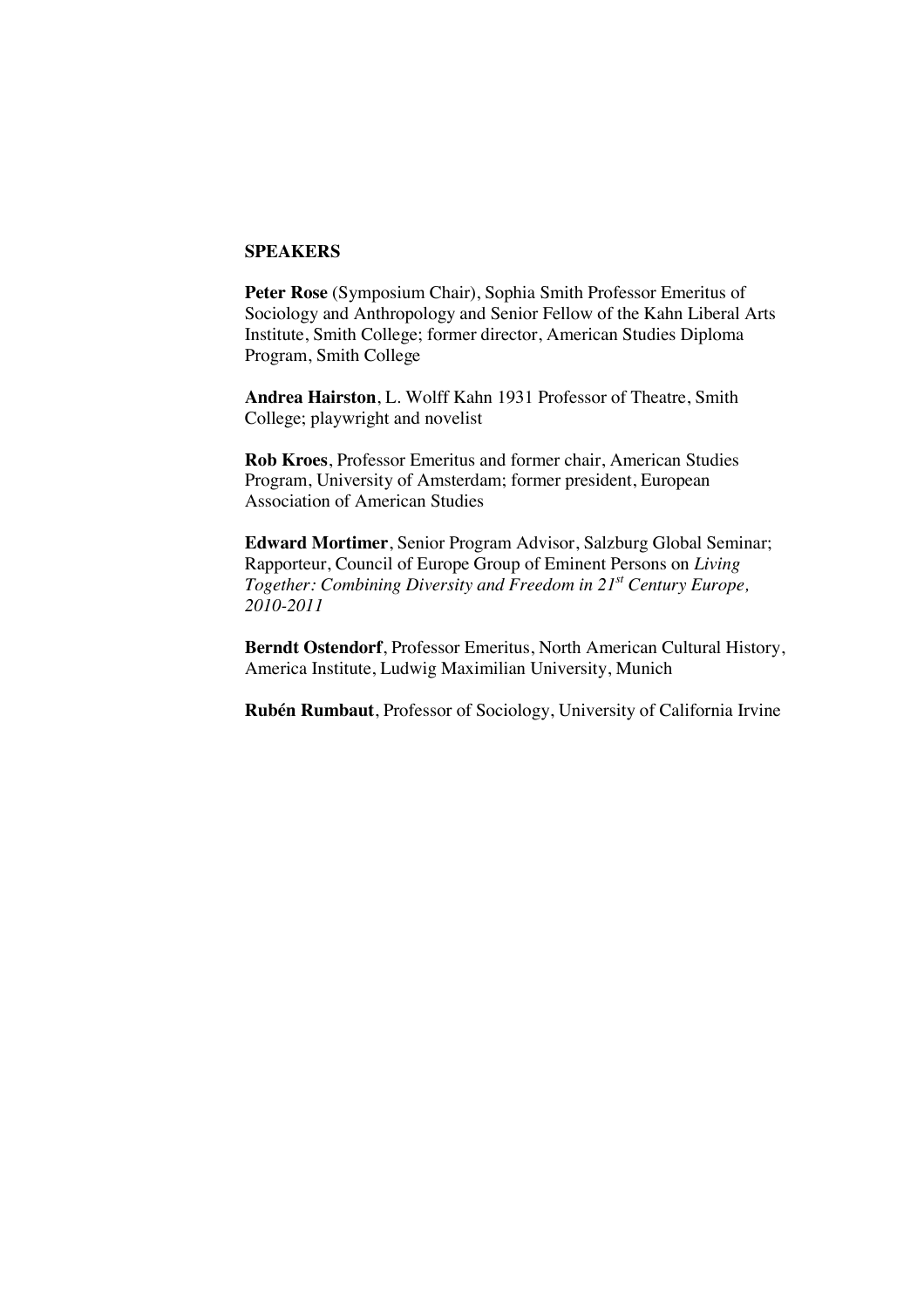## SPEAKERS

**Peter Rose** (Symposium Chair), Sophia Smith Professor Emeritus of Sociology and Anthropology and Senior Fellow of the Kahn Liberal Arts Institute, Smith College; former director, American Studies Diploma Program, Smith College

**Andrea Hairston**, L. Wolff Kahn 1931 Professor of Theatre, Smith College; playwright and novelist

**Rob Kroes**, Professor Emeritus and former chair, American Studies Program, University of Amsterdam; former president, European Association of American Studies

**Edward Mortimer**, Senior Program Advisor, Salzburg Global Seminar; Rapporteur, Council of Europe Group of Eminent Persons on *Living Together: Combining Diversity and Freedom in 21st Century Europe, 2010-2011*

**Berndt Ostendorf**, Professor Emeritus, North American Cultural History, America Institute, Ludwig Maximilian University, Munich

**Rubén Rumbaut**, Professor of Sociology, University of California Irvine